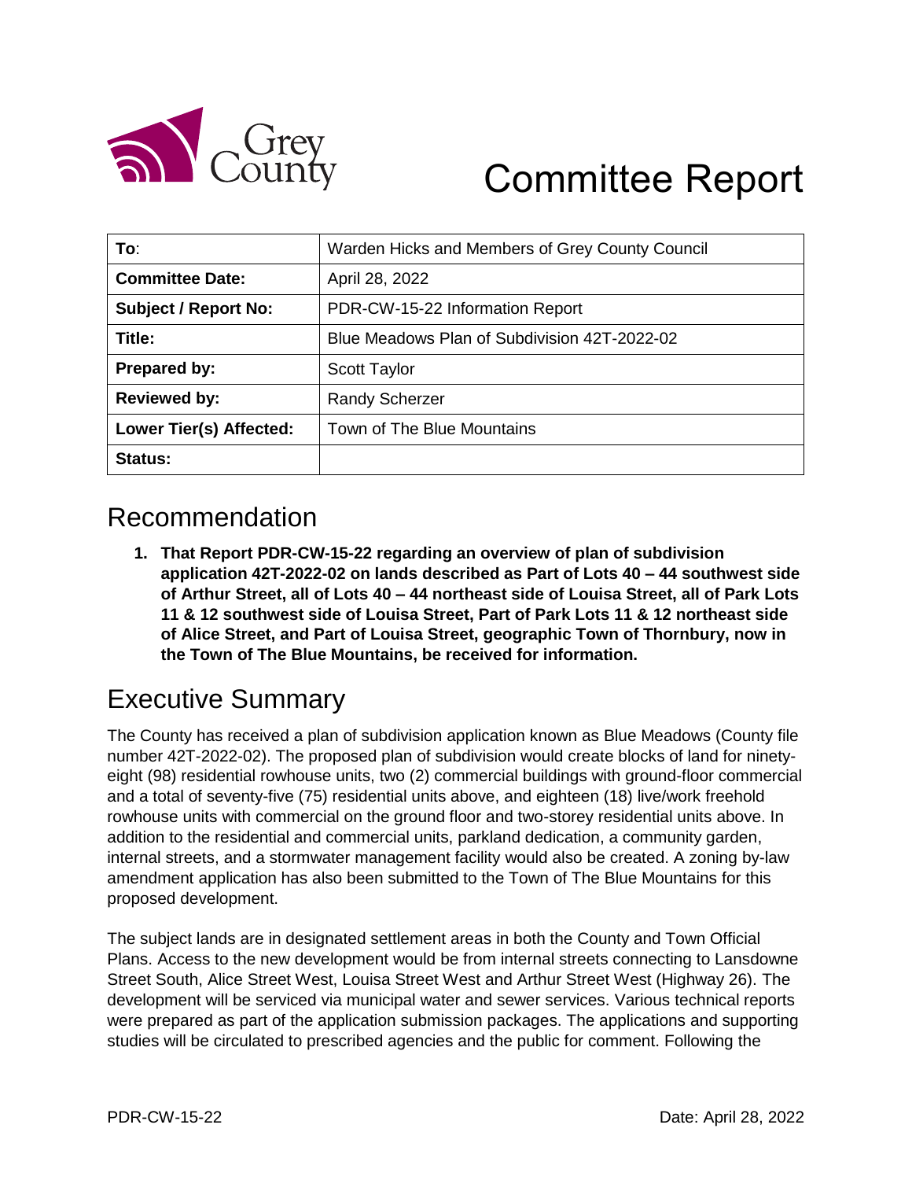# Committee Report

| To: | Warden Hicks and Members of Grey County Council |
|---|---|
| **Committee Date:** | April 28, 2022 |
| **Subject / Report No:** | PDR-CW-15-22 Information Report |
| **Title:** | Blue Meadows Plan of Subdivision 42T-2022-02 |
| **Prepared by:** | Scott Taylor |
| **Reviewed by:** | Randy Scherzer |
| **Lower Tier(s) Affected:** | Town of The Blue Mountains |
| **Status:** | |

## Recommendation

1. **That Report PDR-CW-15-22 regarding an overview of plan of subdivision application 42T-2022-02 on lands described as Part of Lots 40 – 44 southwest side of Arthur Street, all of Lots 40 – 44 northeast side of Louisa Street, all of Park Lots 11 & 12 southwest side of Louisa Street, Part of Park Lots 11 & 12 northeast side of Alice Street, and Part of Louisa Street, geographic Town of Thornbury, now in the Town of The Blue Mountains, be received for information.**

## Executive Summary

The County has received a plan of subdivision application known as Blue Meadows (County file number 42T-2022-02). The proposed plan of subdivision would create blocks of land for ninety-eight (98) residential rowhouse units, two (2) commercial buildings with ground-floor commercial and a total of seventy-five (75) residential units above, and eighteen (18) live/work freehold rowhouse units with commercial on the ground floor and two-storey residential units above. In addition to the residential and commercial units, parkland dedication, a community garden, internal streets, and a stormwater management facility would also be created. A zoning by-law amendment application has also been submitted to the Town of The Blue Mountains for this proposed development.

The subject lands are in designated settlement areas in both the County and Town Official Plans. Access to the new development would be from internal streets connecting to Lansdowne Street South, Alice Street West, Louisa Street West and Arthur Street West (Highway 26). The development will be serviced via municipal water and sewer services. Various technical reports were prepared as part of the application submission packages. The applications and supporting studies will be circulated to prescribed agencies and the public for comment. Following the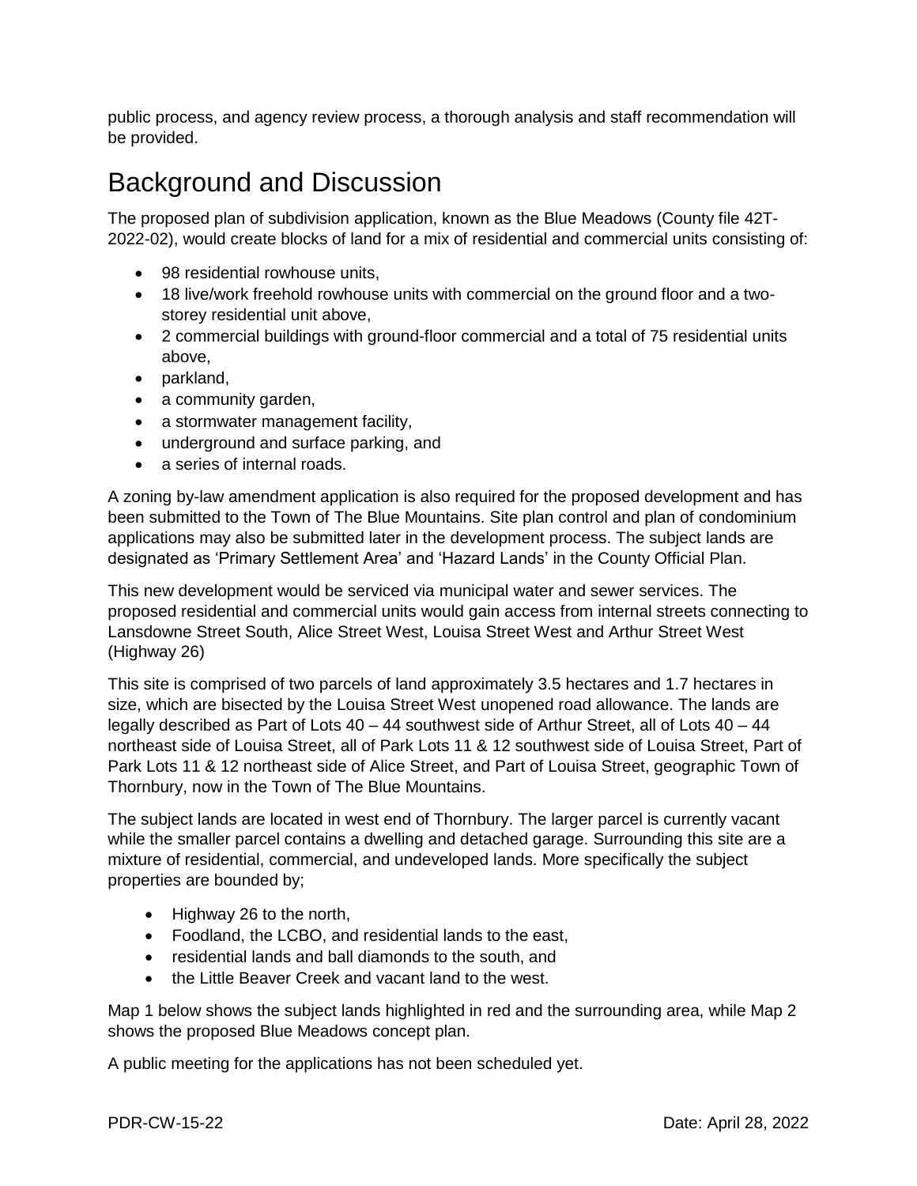public process, and agency review process, a thorough analysis and staff recommendation will be provided.

# Background and Discussion

The proposed plan of subdivision application, known as the Blue Meadows (County file 42T-2022-02), would create blocks of land for a mix of residential and commercial units consisting of:

- 98 residential rowhouse units,
- 18 live/work freehold rowhouse units with commercial on the ground floor and a two-storey residential unit above,
- 2 commercial buildings with ground-floor commercial and a total of 75 residential units above,
- parkland,
- a community garden,
- a stormwater management facility,
- underground and surface parking, and
- a series of internal roads.

A zoning by-law amendment application is also required for the proposed development and has been submitted to the Town of The Blue Mountains. Site plan control and plan of condominium applications may also be submitted later in the development process. The subject lands are designated as 'Primary Settlement Area' and 'Hazard Lands' in the County Official Plan.

This new development would be serviced via municipal water and sewer services. The proposed residential and commercial units would gain access from internal streets connecting to Lansdowne Street South, Alice Street West, Louisa Street West and Arthur Street West (Highway 26)

This site is comprised of two parcels of land approximately 3.5 hectares and 1.7 hectares in size, which are bisected by the Louisa Street West unopened road allowance. The lands are legally described as Part of Lots 40 – 44 southwest side of Arthur Street, all of Lots 40 – 44 northeast side of Louisa Street, all of Park Lots 11 & 12 southwest side of Louisa Street, Part of Park Lots 11 & 12 northeast side of Alice Street, and Part of Louisa Street, geographic Town of Thornbury, now in the Town of The Blue Mountains.

The subject lands are located in west end of Thornbury. The larger parcel is currently vacant while the smaller parcel contains a dwelling and detached garage. Surrounding this site are a mixture of residential, commercial, and undeveloped lands. More specifically the subject properties are bounded by;

- Highway 26 to the north,
- Foodland, the LCBO, and residential lands to the east,
- residential lands and ball diamonds to the south, and
- the Little Beaver Creek and vacant land to the west.

Map 1 below shows the subject lands highlighted in red and the surrounding area, while Map 2 shows the proposed Blue Meadows concept plan.

A public meeting for the applications has not been scheduled yet.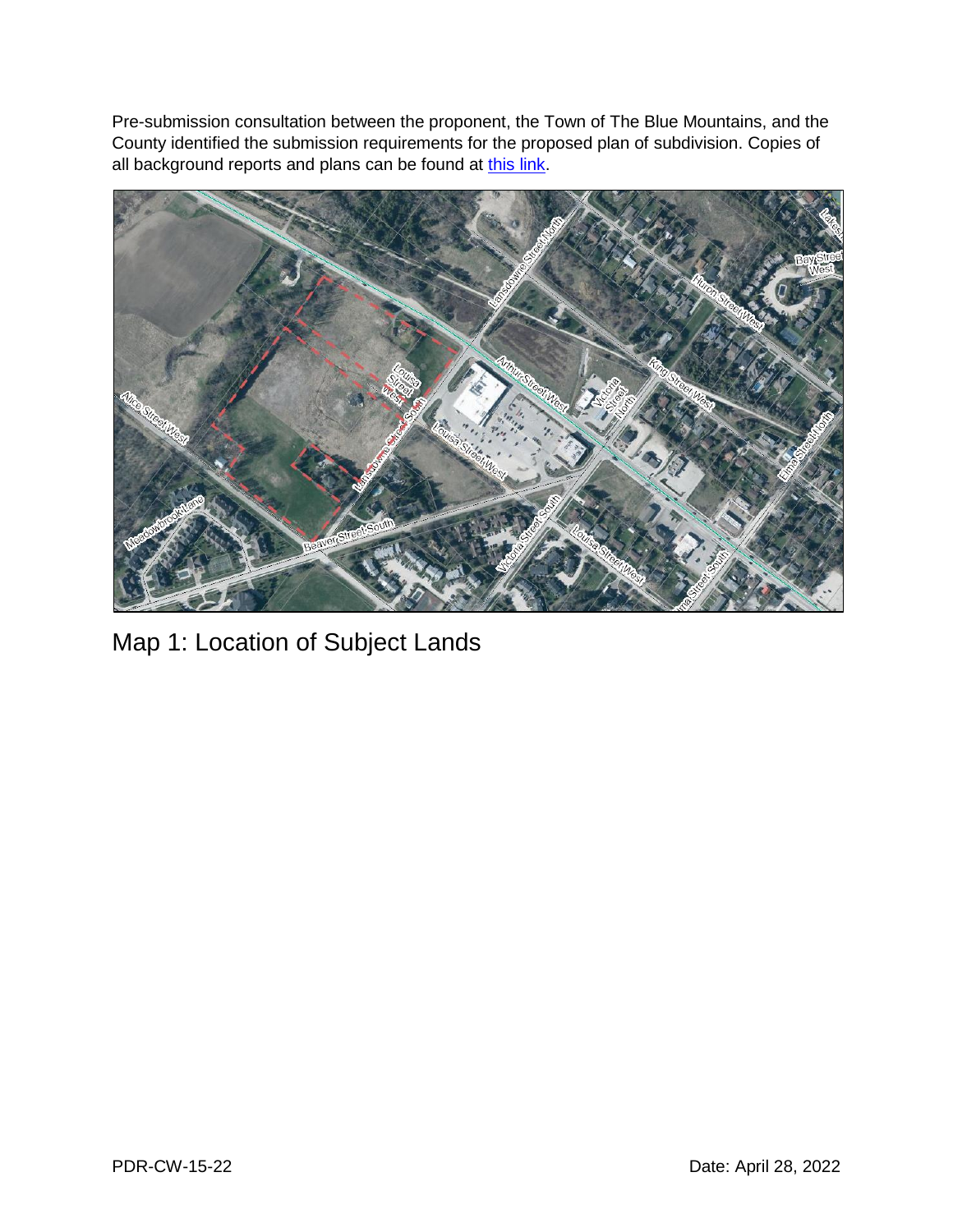Pre-submission consultation between the proponent, the Town of The Blue Mountains, and the County identified the submission requirements for the proposed plan of subdivision. Copies of all background reports and plans can be found at [this link]().

Map 1: Location of Subject Lands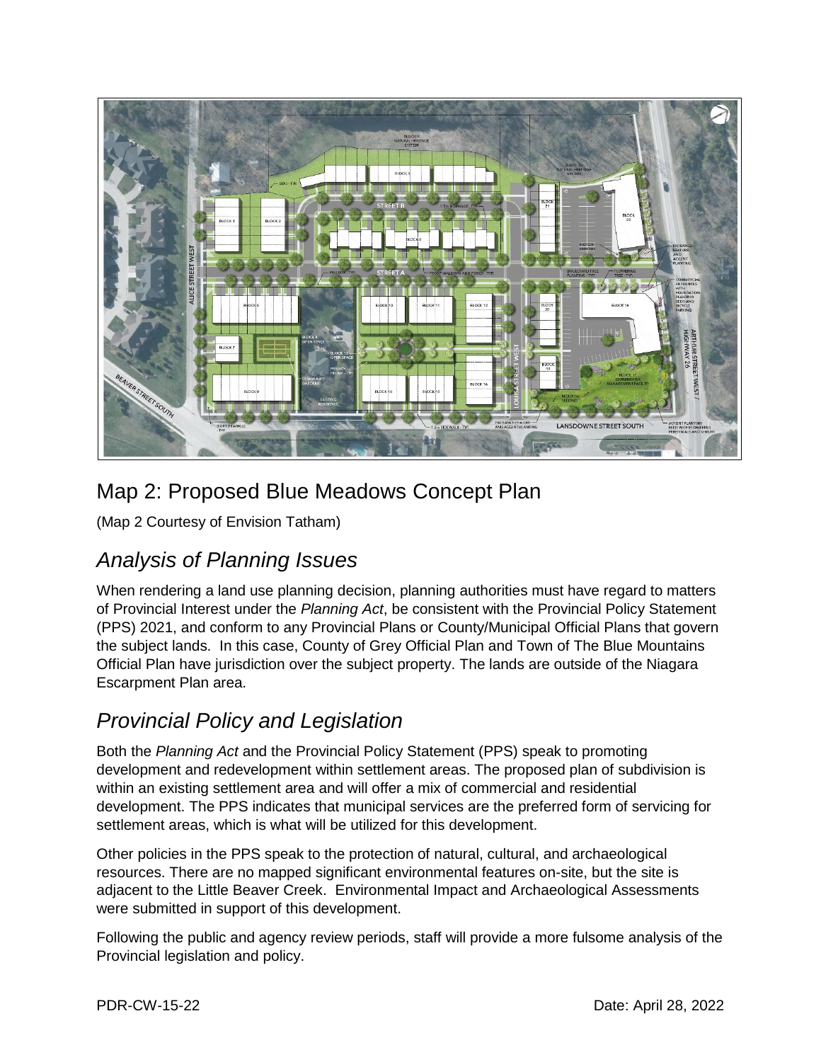## Map 2: Proposed Blue Meadows Concept Plan

(Map 2 Courtesy of Envision Tatham)

## *Analysis of Planning Issues*

When rendering a land use planning decision, planning authorities must have regard to matters of Provincial Interest under the *Planning Act*, be consistent with the Provincial Policy Statement (PPS) 2021, and conform to any Provincial Plans or County/Municipal Official Plans that govern the subject lands. In this case, County of Grey Official Plan and Town of The Blue Mountains Official Plan have jurisdiction over the subject property. The lands are outside of the Niagara Escarpment Plan area.

## *Provincial Policy and Legislation*

Both the *Planning Act* and the Provincial Policy Statement (PPS) speak to promoting development and redevelopment within settlement areas. The proposed plan of subdivision is within an existing settlement area and will offer a mix of commercial and residential development. The PPS indicates that municipal services are the preferred form of servicing for settlement areas, which is what will be utilized for this development.

Other policies in the PPS speak to the protection of natural, cultural, and archaeological resources. There are no mapped significant environmental features on-site, but the site is adjacent to the Little Beaver Creek. Environmental Impact and Archaeological Assessments were submitted in support of this development.

Following the public and agency review periods, staff will provide a more fulsome analysis of the Provincial legislation and policy.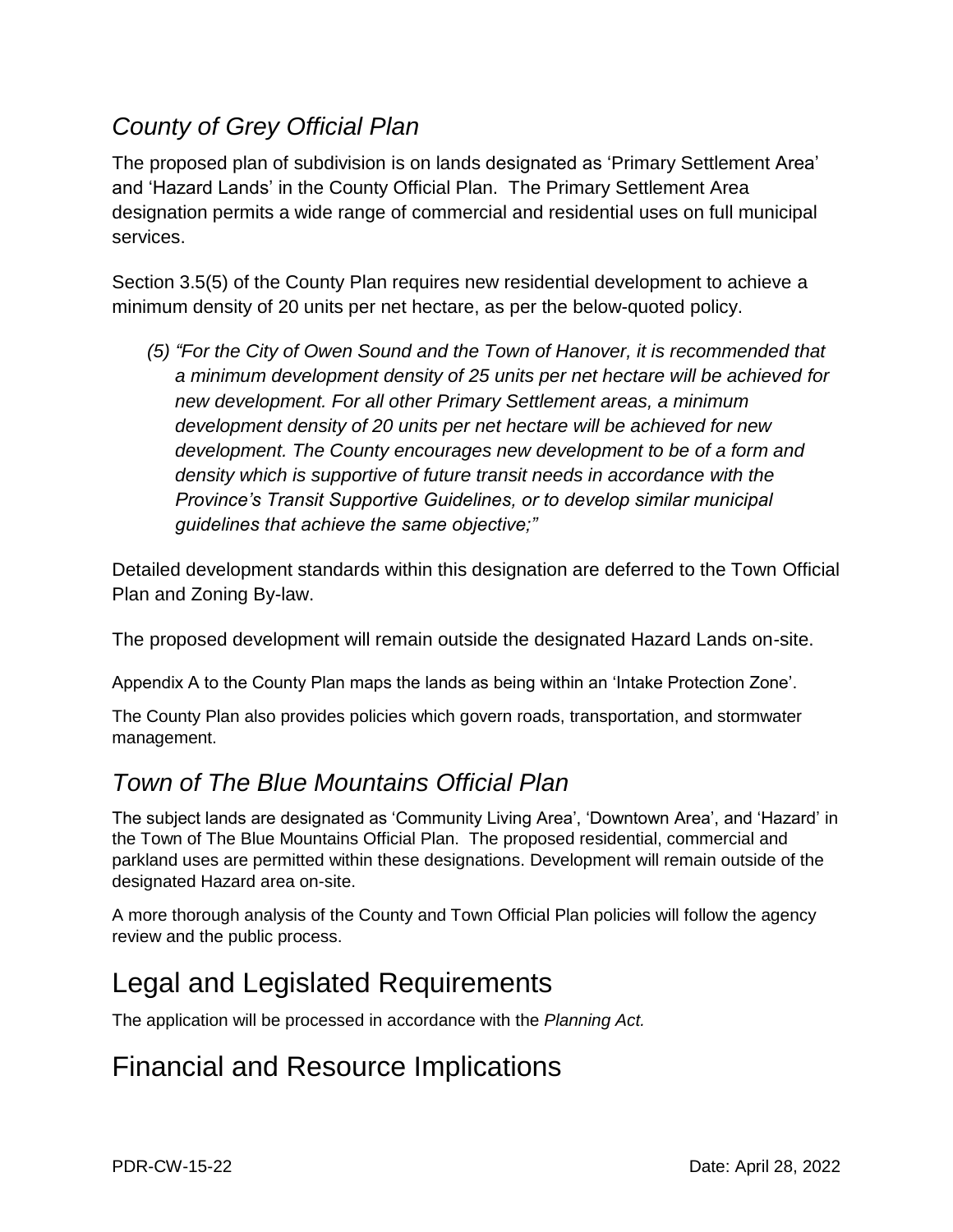### *County of Grey Official Plan*

The proposed plan of subdivision is on lands designated as 'Primary Settlement Area' and 'Hazard Lands' in the County Official Plan. The Primary Settlement Area designation permits a wide range of commercial and residential uses on full municipal services.

Section 3.5(5) of the County Plan requires new residential development to achieve a minimum density of 20 units per net hectare, as per the below-quoted policy.

> *(5) "For the City of Owen Sound and the Town of Hanover, it is recommended that a minimum development density of 25 units per net hectare will be achieved for new development. For all other Primary Settlement areas, a minimum development density of 20 units per net hectare will be achieved for new development. The County encourages new development to be of a form and density which is supportive of future transit needs in accordance with the Province's Transit Supportive Guidelines, or to develop similar municipal guidelines that achieve the same objective;"*

Detailed development standards within this designation are deferred to the Town Official Plan and Zoning By-law.

The proposed development will remain outside the designated Hazard Lands on-site.

Appendix A to the County Plan maps the lands as being within an 'Intake Protection Zone'.

The County Plan also provides policies which govern roads, transportation, and stormwater management.

### *Town of The Blue Mountains Official Plan*

The subject lands are designated as 'Community Living Area', 'Downtown Area', and 'Hazard' in the Town of The Blue Mountains Official Plan. The proposed residential, commercial and parkland uses are permitted within these designations. Development will remain outside of the designated Hazard area on-site.

A more thorough analysis of the County and Town Official Plan policies will follow the agency review and the public process.

## Legal and Legislated Requirements

The application will be processed in accordance with the *Planning Act.*

## Financial and Resource Implications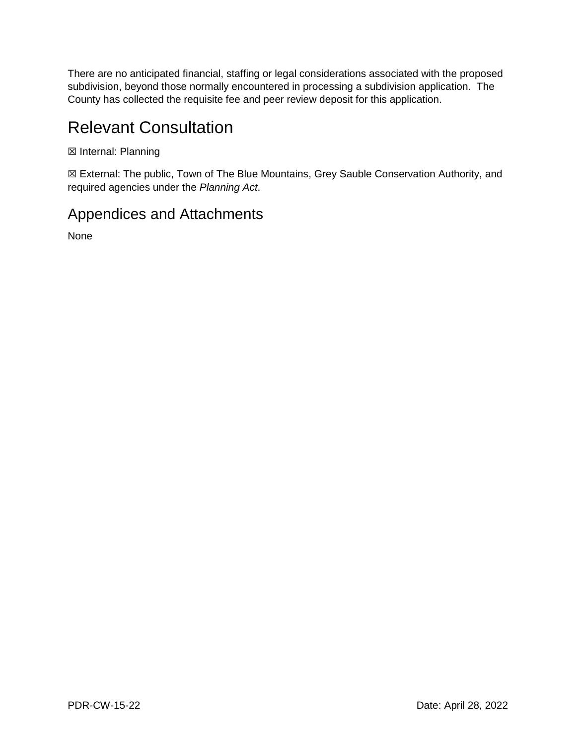There are no anticipated financial, staffing or legal considerations associated with the proposed subdivision, beyond those normally encountered in processing a subdivision application. The County has collected the requisite fee and peer review deposit for this application.

# Relevant Consultation

☒ Internal: Planning

☒ External: The public, Town of The Blue Mountains, Grey Sauble Conservation Authority, and required agencies under the *Planning Act*.

## Appendices and Attachments

None